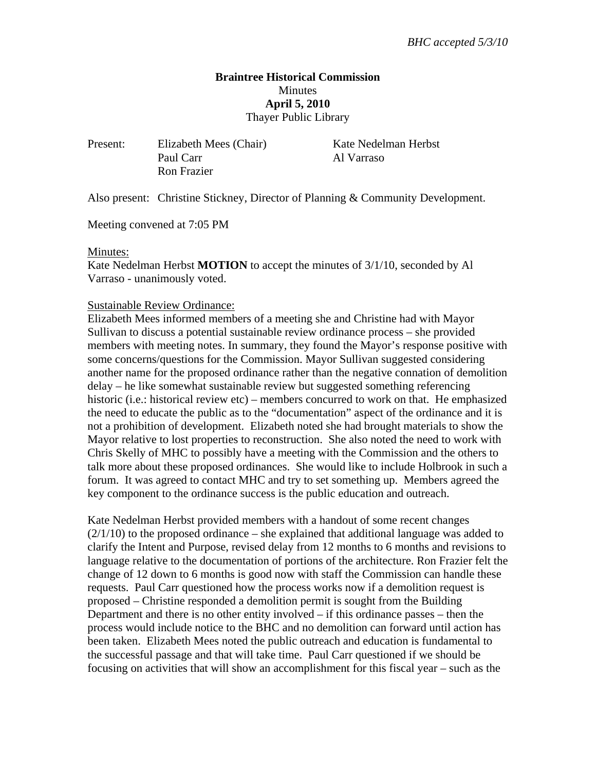*BHC accepted 5/3/10*

**Braintree Historical Commission**
Minutes
**April 5, 2010**
Thayer Public Library

Present: Elizabeth Mees (Chair), Paul Carr, Ron Frazier, Kate Nedelman Herbst, Al Varraso

Also present: Christine Stickney, Director of Planning & Community Development.

Meeting convened at 7:05 PM

Minutes:
Kate Nedelman Herbst **MOTION** to accept the minutes of 3/1/10, seconded by Al Varraso - unanimously voted.

Sustainable Review Ordinance:
Elizabeth Mees informed members of a meeting she and Christine had with Mayor Sullivan to discuss a potential sustainable review ordinance process – she provided members with meeting notes. In summary, they found the Mayor's response positive with some concerns/questions for the Commission. Mayor Sullivan suggested considering another name for the proposed ordinance rather than the negative connation of demolition delay – he like somewhat sustainable review but suggested something referencing historic (i.e.: historical review etc) – members concurred to work on that. He emphasized the need to educate the public as to the "documentation" aspect of the ordinance and it is not a prohibition of development. Elizabeth noted she had brought materials to show the Mayor relative to lost properties to reconstruction. She also noted the need to work with Chris Skelly of MHC to possibly have a meeting with the Commission and the others to talk more about these proposed ordinances. She would like to include Holbrook in such a forum. It was agreed to contact MHC and try to set something up. Members agreed the key component to the ordinance success is the public education and outreach.

Kate Nedelman Herbst provided members with a handout of some recent changes (2/1/10) to the proposed ordinance – she explained that additional language was added to clarify the Intent and Purpose, revised delay from 12 months to 6 months and revisions to language relative to the documentation of portions of the architecture. Ron Frazier felt the change of 12 down to 6 months is good now with staff the Commission can handle these requests. Paul Carr questioned how the process works now if a demolition request is proposed – Christine responded a demolition permit is sought from the Building Department and there is no other entity involved – if this ordinance passes – then the process would include notice to the BHC and no demolition can forward until action has been taken. Elizabeth Mees noted the public outreach and education is fundamental to the successful passage and that will take time. Paul Carr questioned if we should be focusing on activities that will show an accomplishment for this fiscal year – such as the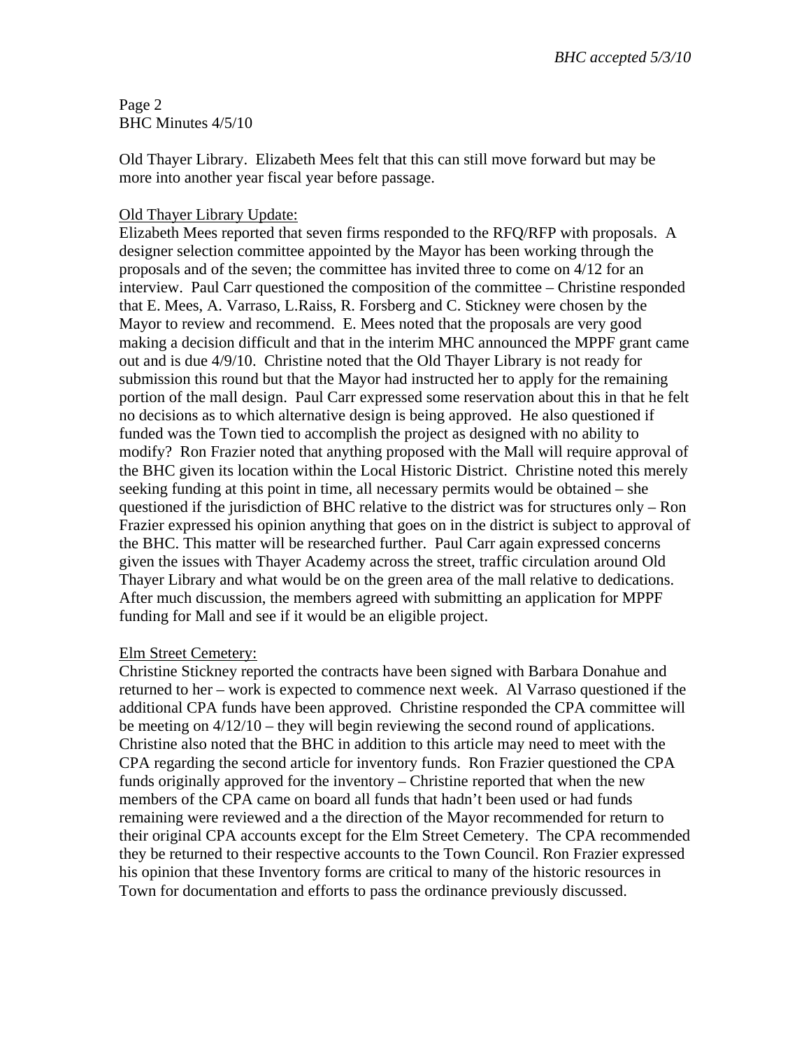Old Thayer Library. Elizabeth Mees felt that this can still move forward but may be more into another year fiscal year before passage.

<u>Old Thayer Library Update:</u>

Elizabeth Mees reported that seven firms responded to the RFQ/RFP with proposals. A designer selection committee appointed by the Mayor has been working through the proposals and of the seven; the committee has invited three to come on 4/12 for an interview. Paul Carr questioned the composition of the committee – Christine responded that E. Mees, A. Varraso, L.Raiss, R. Forsberg and C. Stickney were chosen by the Mayor to review and recommend. E. Mees noted that the proposals are very good making a decision difficult and that in the interim MHC announced the MPPF grant came out and is due 4/9/10. Christine noted that the Old Thayer Library is not ready for submission this round but that the Mayor had instructed her to apply for the remaining portion of the mall design. Paul Carr expressed some reservation about this in that he felt no decisions as to which alternative design is being approved. He also questioned if funded was the Town tied to accomplish the project as designed with no ability to modify? Ron Frazier noted that anything proposed with the Mall will require approval of the BHC given its location within the Local Historic District. Christine noted this merely seeking funding at this point in time, all necessary permits would be obtained – she questioned if the jurisdiction of BHC relative to the district was for structures only – Ron Frazier expressed his opinion anything that goes on in the district is subject to approval of the BHC. This matter will be researched further. Paul Carr again expressed concerns given the issues with Thayer Academy across the street, traffic circulation around Old Thayer Library and what would be on the green area of the mall relative to dedications. After much discussion, the members agreed with submitting an application for MPPF funding for Mall and see if it would be an eligible project.

<u>Elm Street Cemetery:</u>

Christine Stickney reported the contracts have been signed with Barbara Donahue and returned to her – work is expected to commence next week. Al Varraso questioned if the additional CPA funds have been approved. Christine responded the CPA committee will be meeting on 4/12/10 – they will begin reviewing the second round of applications. Christine also noted that the BHC in addition to this article may need to meet with the CPA regarding the second article for inventory funds. Ron Frazier questioned the CPA funds originally approved for the inventory – Christine reported that when the new members of the CPA came on board all funds that hadn't been used or had funds remaining were reviewed and a the direction of the Mayor recommended for return to their original CPA accounts except for the Elm Street Cemetery. The CPA recommended they be returned to their respective accounts to the Town Council. Ron Frazier expressed his opinion that these Inventory forms are critical to many of the historic resources in Town for documentation and efforts to pass the ordinance previously discussed.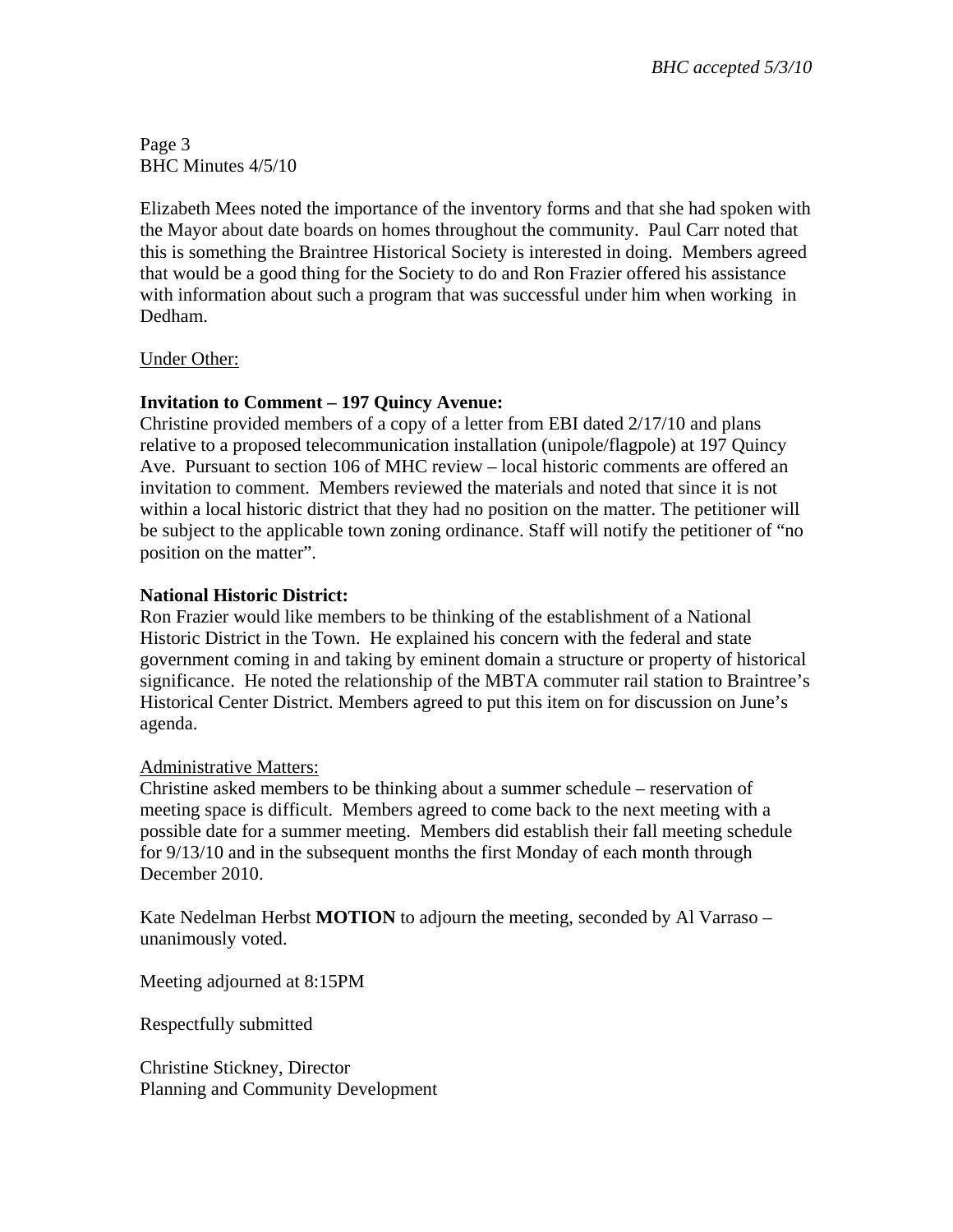Elizabeth Mees noted the importance of the inventory forms and that she had spoken with the Mayor about date boards on homes throughout the community. Paul Carr noted that this is something the Braintree Historical Society is interested in doing. Members agreed that would be a good thing for the Society to do and Ron Frazier offered his assistance with information about such a program that was successful under him when working in Dedham.

Under Other:

**Invitation to Comment – 197 Quincy Avenue:**
Christine provided members of a copy of a letter from EBI dated 2/17/10 and plans relative to a proposed telecommunication installation (unipole/flagpole) at 197 Quincy Ave. Pursuant to section 106 of MHC review – local historic comments are offered an invitation to comment. Members reviewed the materials and noted that since it is not within a local historic district that they had no position on the matter. The petitioner will be subject to the applicable town zoning ordinance. Staff will notify the petitioner of "no position on the matter".

**National Historic District:**
Ron Frazier would like members to be thinking of the establishment of a National Historic District in the Town. He explained his concern with the federal and state government coming in and taking by eminent domain a structure or property of historical significance. He noted the relationship of the MBTA commuter rail station to Braintree's Historical Center District. Members agreed to put this item on for discussion on June's agenda.

Administrative Matters:
Christine asked members to be thinking about a summer schedule – reservation of meeting space is difficult. Members agreed to come back to the next meeting with a possible date for a summer meeting. Members did establish their fall meeting schedule for 9/13/10 and in the subsequent months the first Monday of each month through December 2010.

Kate Nedelman Herbst **MOTION** to adjourn the meeting, seconded by Al Varraso – unanimously voted.

Meeting adjourned at 8:15PM

Respectfully submitted

Christine Stickney, Director
Planning and Community Development